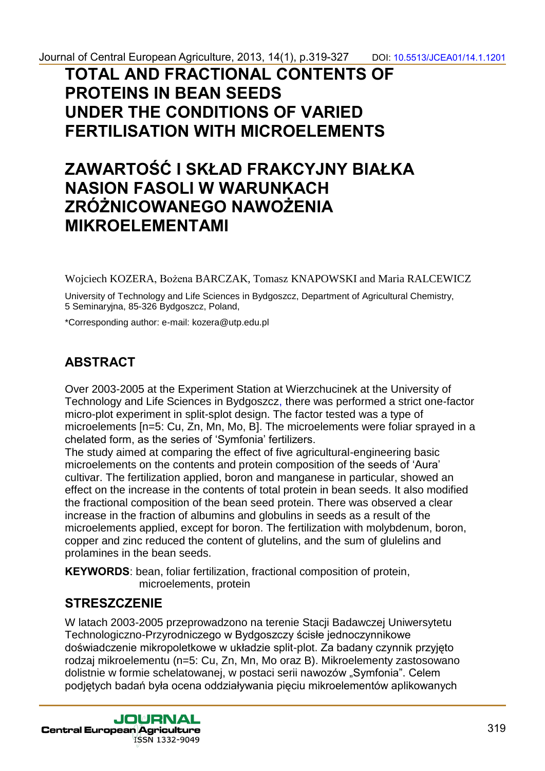# TOTAL AND FRACTIONAL CONTENTS OF PROTEINS IN BEAN SEEDS UNDER THE CONDITIONS OF VARIED FERTILISATION WITH MICROELEMENTS

# ZAWARTOŚĆ I SKŁAD FRAKCYJNY BIAŁKA NASION FASOLI W WARUNKACH ZRÓŻNICOWANEGO NAWOŻENIA MIKROELEMENTAMI

Wojciech KOZERA, Bożena BARCZAK, Tomasz KNAPOWSKI and Maria RALCEWICZ

University of Technology and Life Sciences in Bydgoszcz, Department of Agricultural Chemistry, 5 Seminaryjna, 85-326 Bydgoszcz, Poland,

*Corresponding author: e-mail: kozera@utp.edu.pl

## ABSTRACT

Over 2003-2005 at the Experiment Station at Wierzchucinek at the University of Technology and Life Sciences in Bydgoszcz, there was performed a strict one-factor micro-plot experiment in split-splot design. The factor tested was a type of microelements [n=5: Cu, Zn, Mn, Mo, B]. The microelements were foliar sprayed in a chelated form, as the series of 'Symfonia' fertilizers.

The study aimed at comparing the effect of five agricultural-engineering basic microelements on the contents and protein composition of the seeds of 'Aura' cultivar. The fertilization applied, boron and manganese in particular, showed an effect on the increase in the contents of total protein in bean seeds. It also modified the fractional composition of the bean seed protein. There was observed a clear increase in the fraction of albumins and globulins in seeds as a result of the microelements applied, except for boron. The fertilization with molybdenum, boron, copper and zinc reduced the content of glutelins, and the sum of glulelins and prolamines in the bean seeds.

**KEYWORDS**: bean, foliar fertilization, fractional composition of protein, microelements, protein

## STRESZCZENIE

W latach 2003-2005 przeprowadzono na terenie Stacji Badawczej Uniwersytetu Technologiczno-Przyrodniczego w Bydgoszczy ścisłe jednoczynnikowe doświadczenie mikropoletkowe w układzie split-plot. Za badany czynnik przyjęto rodzaj mikroelementu (n=5: Cu, Zn, Mn, Mo oraz B). Mikroelementy zastosowano dolistnie w formie schelatowanej, w postaci serii nawozów „Symfonia". Celem podjętych badań była ocena oddziaływania pięciu mikroelementów aplikowanych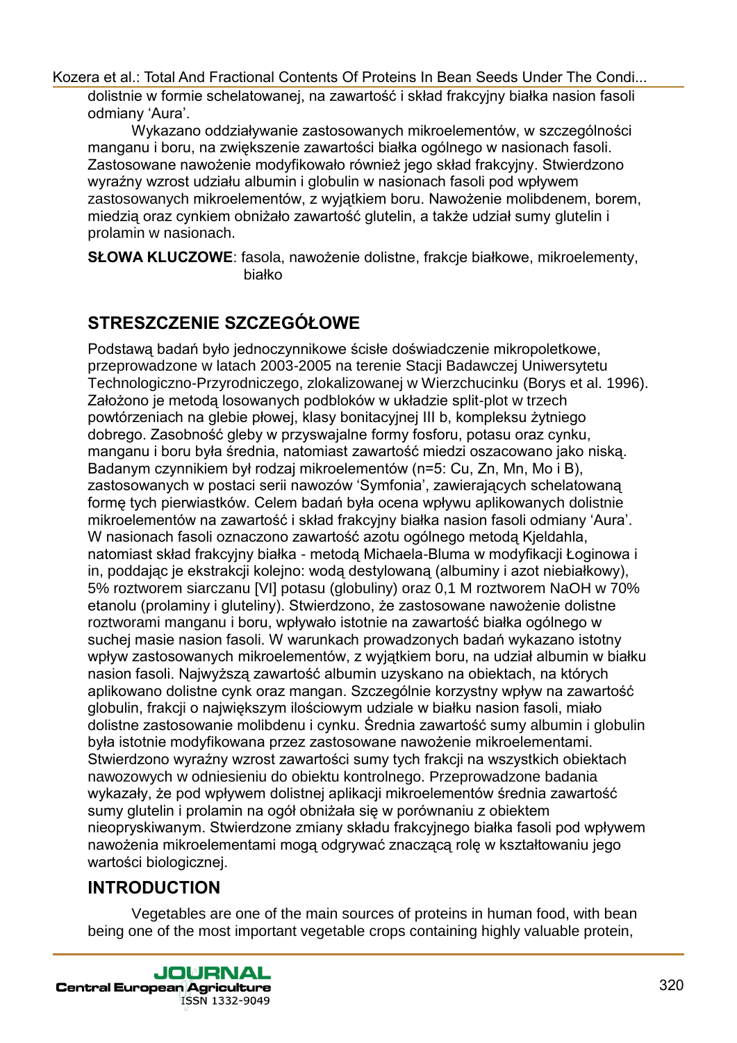dolistnie w formie schelatowanej, na zawartość i skład frakcyjny białka nasion fasoli odmiany 'Aura'.

Wykazano oddziaływanie zastosowanych mikroelementów, w szczególności manganu i boru, na zwiększenie zawartości białka ogólnego w nasionach fasoli. Zastosowane nawożenie modyfikowało również jego skład frakcyjny. Stwierdzono wyraźny wzrost udziału albumin i globulin w nasionach fasoli pod wpływem zastosowanych mikroelementów, z wyjątkiem boru. Nawożenie molibdenem, borem, miedzią oraz cynkiem obniżało zawartość glutelin, a także udział sumy glutelin i prolamin w nasionach.

**SŁOWA KLUCZOWE**: fasola, nawożenie dolistne, frakcje białkowe, mikroelementy, białko

## STRESZCZENIE SZCZEGÓŁOWE

Podstawą badań było jednoczynnikowe ścisłe doświadczenie mikropoletkowe, przeprowadzone w latach 2003-2005 na terenie Stacji Badawczej Uniwersytetu Technologiczno-Przyrodniczego, zlokalizowanej w Wierzchucinku (Borys et al. 1996). Założono je metodą losowanych podbloków w układzie split-plot w trzech powtórzeniach na glebie płowej, klasy bonitacyjnej III b, kompleksu żytniego dobrego. Zasobność gleby w przyswajalne formy fosforu, potasu oraz cynku, manganu i boru była średnia, natomiast zawartość miedzi oszacowano jako niską. Badanym czynnikiem był rodzaj mikroelementów (n=5: Cu, Zn, Mn, Mo i B), zastosowanych w postaci serii nawozów 'Symfonia', zawierających schelatowaną formę tych pierwiastków. Celem badań była ocena wpływu aplikowanych dolistnie mikroelementów na zawartość i skład frakcyjny białka nasion fasoli odmiany 'Aura'. W nasionach fasoli oznaczono zawartość azotu ogólnego metodą Kjeldahla, natomiast skład frakcyjny białka - metodą Michaela-Bluma w modyfikacji Łoginowa i in, poddając je ekstrakcji kolejno: wodą destylowaną (albuminy i azot niebiałkowy), 5% roztworem siarczanu [VI] potasu (globuliny) oraz 0,1 M roztworem NaOH w 70% etanolu (prolaminy i gluteliny). Stwierdzono, że zastosowane nawożenie dolistne roztworami manganu i boru, wpływało istotnie na zawartość białka ogólnego w suchej masie nasion fasoli. W warunkach prowadzonych badań wykazano istotny wpływ zastosowanych mikroelementów, z wyjątkiem boru, na udział albumin w białku nasion fasoli. Najwyższą zawartość albumin uzyskano na obiektach, na których aplikowano dolistne cynk oraz mangan. Szczególnie korzystny wpływ na zawartość globulin, frakcji o największym ilościowym udziale w białku nasion fasoli, miało dolistne zastosowanie molibdenu i cynku. Średnia zawartość sumy albumin i globulin była istotnie modyfikowana przez zastosowane nawożenie mikroelementami. Stwierdzono wyraźny wzrost zawartości sumy tych frakcji na wszystkich obiektach nawozowych w odniesieniu do obiektu kontrolnego. Przeprowadzone badania wykazały, że pod wpływem dolistnej aplikacji mikroelementów średnia zawartość sumy glutelin i prolamin na ogół obniżała się w porównaniu z obiektem nieopryskiwanym. Stwierdzone zmiany składu frakcyjnego białka fasoli pod wpływem nawożenia mikroelementami mogą odgrywać znaczącą rolę w kształtowaniu jego wartości biologicznej.

## INTRODUCTION

Vegetables are one of the main sources of proteins in human food, with bean being one of the most important vegetable crops containing highly valuable protein,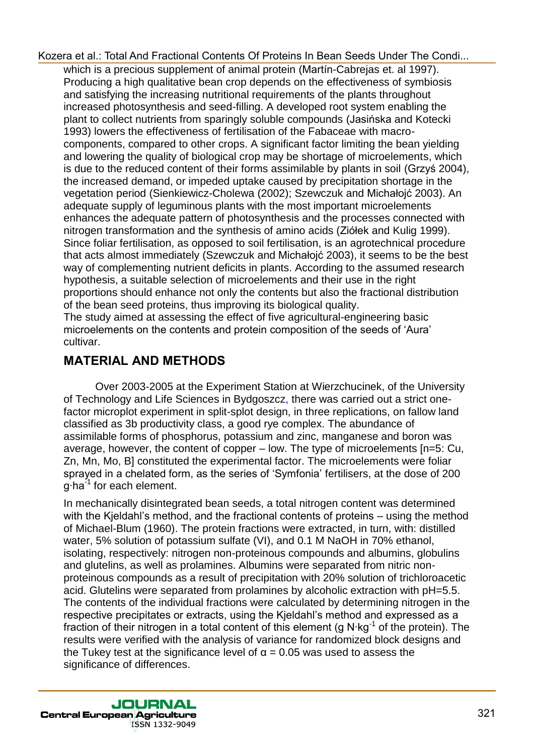which is a precious supplement of animal protein (Martín-Cabrejas et. al 1997). Producing a high qualitative bean crop depends on the effectiveness of symbiosis and satisfying the increasing nutritional requirements of the plants throughout increased photosynthesis and seed-filling. A developed root system enabling the plant to collect nutrients from sparingly soluble compounds (Jasińska and Kotecki 1993) lowers the effectiveness of fertilisation of the Fabaceae with macro-components, compared to other crops. A significant factor limiting the bean yielding and lowering the quality of biological crop may be shortage of microelements, which is due to the reduced content of their forms assimilable by plants in soil (Grzyś 2004), the increased demand, or impeded uptake caused by precipitation shortage in the vegetation period (Sienkiewicz-Cholewa (2002); Szewczuk and Michałojć 2003). An adequate supply of leguminous plants with the most important microelements enhances the adequate pattern of photosynthesis and the processes connected with nitrogen transformation and the synthesis of amino acids (Ziółek and Kulig 1999). Since foliar fertilisation, as opposed to soil fertilisation, is an agrotechnical procedure that acts almost immediately (Szewczuk and Michałojć 2003), it seems to be the best way of complementing nutrient deficits in plants. According to the assumed research hypothesis, a suitable selection of microelements and their use in the right proportions should enhance not only the contents but also the fractional distribution of the bean seed proteins, thus improving its biological quality.
The study aimed at assessing the effect of five agricultural-engineering basic microelements on the contents and protein composition of the seeds of 'Aura' cultivar.

## MATERIAL AND METHODS

Over 2003-2005 at the Experiment Station at Wierzchucinek, of the University of Technology and Life Sciences in Bydgoszcz, there was carried out a strict one-factor microplot experiment in split-splot design, in three replications, on fallow land classified as 3b productivity class, a good rye complex. The abundance of assimilable forms of phosphorus, potassium and zinc, manganese and boron was average, however, the content of copper – low. The type of microelements [n=5: Cu, Zn, Mn, Mo, B] constituted the experimental factor. The microelements were foliar sprayed in a chelated form, as the series of 'Symfonia' fertilisers, at the dose of 200 $g \cdot ha^{-1}$ for each element.

In mechanically disintegrated bean seeds, a total nitrogen content was determined with the Kjeldahl's method, and the fractional contents of proteins – using the method of Michael-Blum (1960). The protein fractions were extracted, in turn, with: distilled water, 5% solution of potassium sulfate (VI), and 0.1 M NaOH in 70% ethanol, isolating, respectively: nitrogen non-proteinous compounds and albumins, globulins and glutelins, as well as prolamines. Albumins were separated from nitric non-proteinous compounds as a result of precipitation with 20% solution of trichloroacetic acid. Glutelins were separated from prolamines by alcoholic extraction with pH=5.5. The contents of the individual fractions were calculated by determining nitrogen in the respective precipitates or extracts, using the Kjeldahl's method and expressed as a fraction of their nitrogen in a total content of this element ($g\ N \cdot kg^{-1}$ of the protein). The results were verified with the analysis of variance for randomized block designs and the Tukey test at the significance level of $\alpha = 0.05$ was used to assess the significance of differences.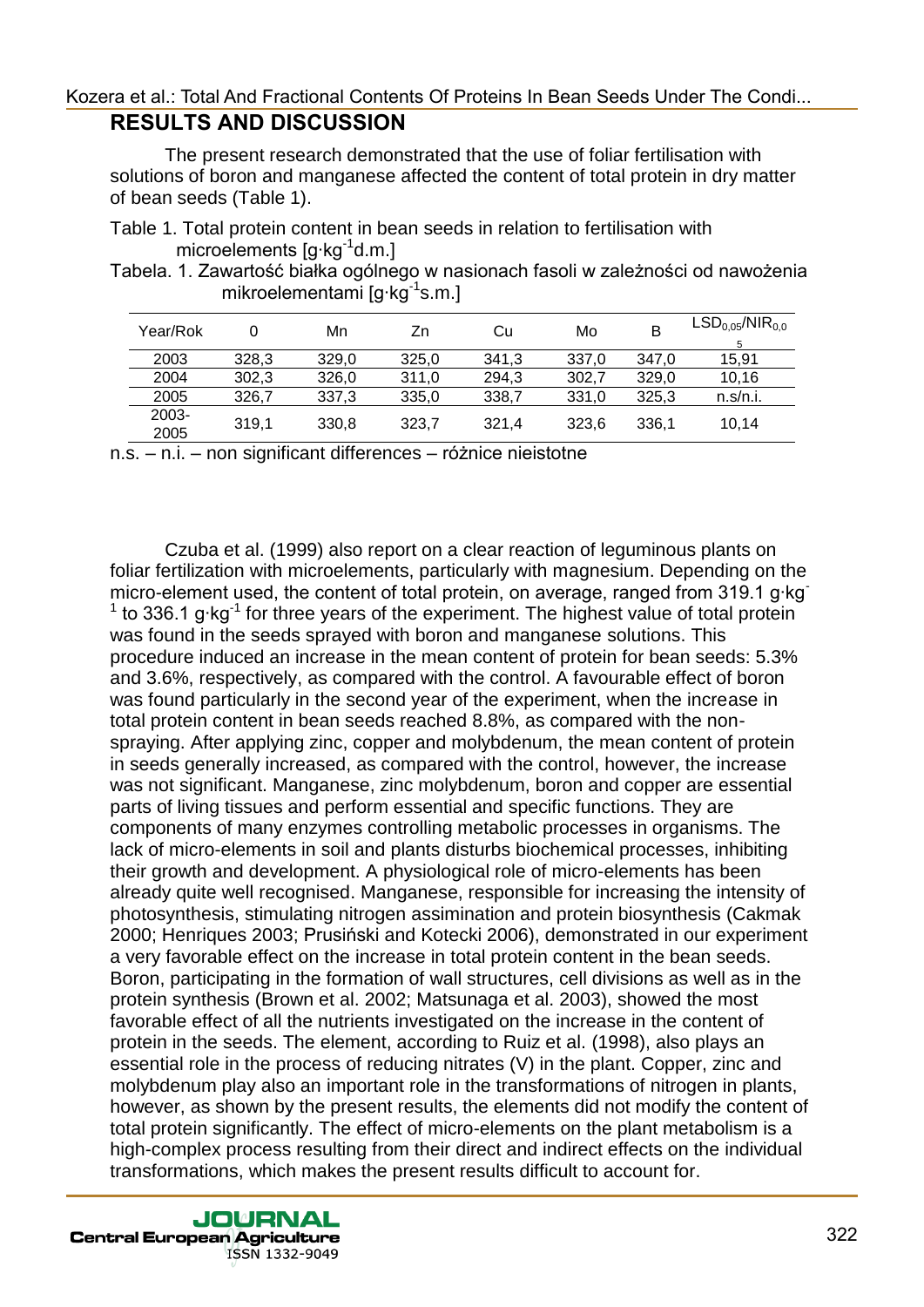## RESULTS AND DISCUSSION

The present research demonstrated that the use of foliar fertilisation with solutions of boron and manganese affected the content of total protein in dry matter of bean seeds (Table 1).

Table 1. Total protein content in bean seeds in relation to fertilisation with microelements [$g \cdot kg^{-1}$d.m.]

Tabela. 1. Zawartość białka ogólnego w nasionach fasoli w zależności od nawożenia mikroelementami [$g \cdot kg^{-1}$s.m.]

| Year/Rok | 0 | Mn | Zn | Cu | Mo | B | $LSD_{0,05}$/$NIR_{0,05}$ |
|---|---|---|---|---|---|---|---|
| 2003 | 328,3 | 329,0 | 325,0 | 341,3 | 337,0 | 347,0 | 15,91 |
| 2004 | 302,3 | 326,0 | 311,0 | 294,3 | 302,7 | 329,0 | 10,16 |
| 2005 | 326,7 | 337,3 | 335,0 | 338,7 | 331,0 | 325,3 | n.s/n.i. |
| 2003-2005 | 319,1 | 330,8 | 323,7 | 321,4 | 323,6 | 336,1 | 10,14 |

n.s. – n.i. – non significant differences – różnice nieistotne

Czuba et al. (1999) also report on a clear reaction of leguminous plants on foliar fertilization with microelements, particularly with magnesium. Depending on the micro-element used, the content of total protein, on average, ranged from 319.1 $g \cdot kg^{-1}$ to 336.1 $g \cdot kg^{-1}$ for three years of the experiment. The highest value of total protein was found in the seeds sprayed with boron and manganese solutions. This procedure induced an increase in the mean content of protein for bean seeds: 5.3% and 3.6%, respectively, as compared with the control. A favourable effect of boron was found particularly in the second year of the experiment, when the increase in total protein content in bean seeds reached 8.8%, as compared with the non-spraying. After applying zinc, copper and molybdenum, the mean content of protein in seeds generally increased, as compared with the control, however, the increase was not significant. Manganese, zinc molybdenum, boron and copper are essential parts of living tissues and perform essential and specific functions. They are components of many enzymes controlling metabolic processes in organisms. The lack of micro-elements in soil and plants disturbs biochemical processes, inhibiting their growth and development. A physiological role of micro-elements has been already quite well recognised. Manganese, responsible for increasing the intensity of photosynthesis, stimulating nitrogen assimination and protein biosynthesis (Cakmak 2000; Henriques 2003; Prusiński and Kotecki 2006), demonstrated in our experiment a very favorable effect on the increase in total protein content in the bean seeds. Boron, participating in the formation of wall structures, cell divisions as well as in the protein synthesis (Brown et al. 2002; Matsunaga et al. 2003), showed the most favorable effect of all the nutrients investigated on the increase in the content of protein in the seeds. The element, according to Ruiz et al. (1998), also plays an essential role in the process of reducing nitrates (V) in the plant. Copper, zinc and molybdenum play also an important role in the transformations of nitrogen in plants, however, as shown by the present results, the elements did not modify the content of total protein significantly. The effect of micro-elements on the plant metabolism is a high-complex process resulting from their direct and indirect effects on the individual transformations, which makes the present results difficult to account for.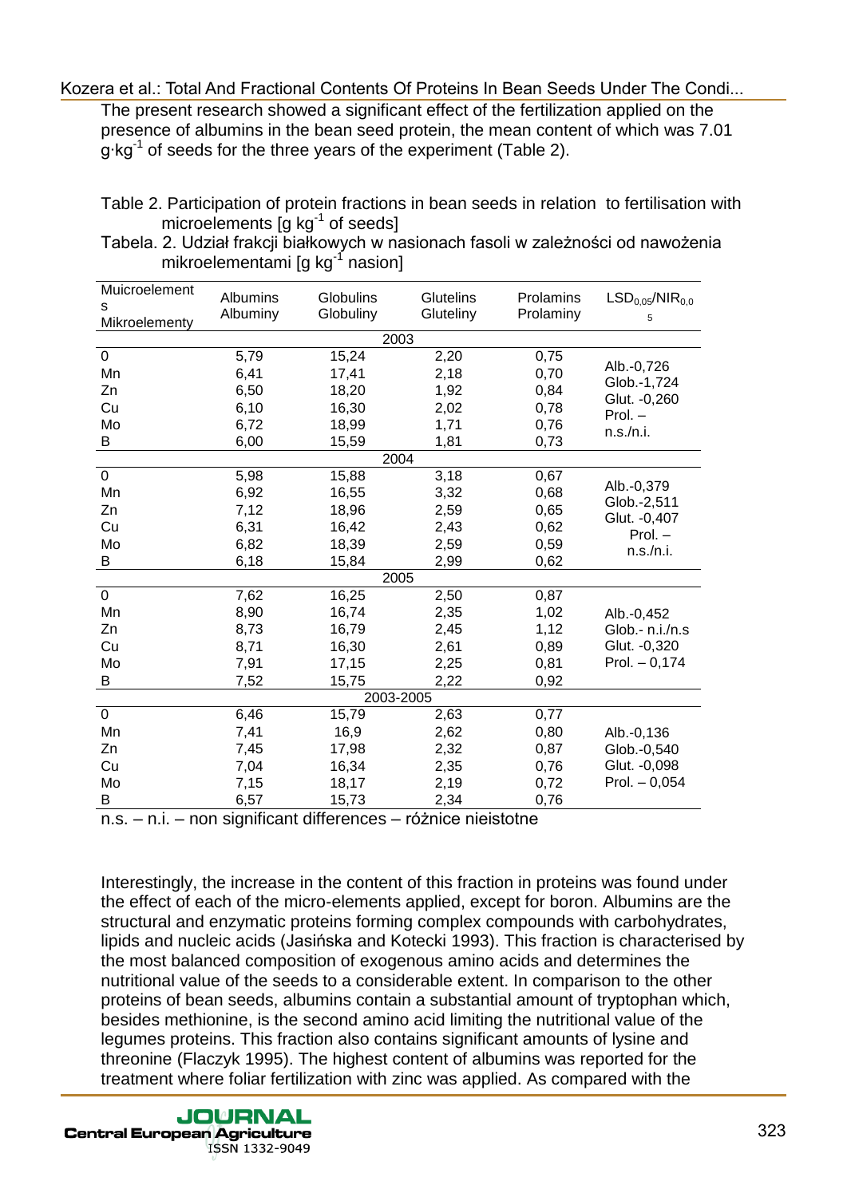The present research showed a significant effect of the fertilization applied on the presence of albumins in the bean seed protein, the mean content of which was 7.01 $g \cdot kg^{-1}$ of seeds for the three years of the experiment (Table 2).

Table 2. Participation of protein fractions in bean seeds in relation to fertilisation with microelements [g $kg^{-1}$ of seeds]

Tabela. 2. Udział frakcji białkowych w nasionach fasoli w zależności od nawożenia mikroelementami [g $kg^{-1}$ nasion]

| Muicroelements Mikroelementy | Albumins Albuminy | Globulins Globuliny | Glutelins Gluteliny | Prolamins Prolaminy | $LSD_{0,05}/NIR_{0,05}$ |
|---|---|---|---|---|---|
| 2003 | | | | | |
| 0 | 5,79 | 15,24 | 2,20 | 0,75 | Alb.-0,726 Glob.-1,724 Glut. -0,260 Prol. – n.s./n.i. |
| Mn | 6,41 | 17,41 | 2,18 | 0,70 | |
| Zn | 6,50 | 18,20 | 1,92 | 0,84 | |
| Cu | 6,10 | 16,30 | 2,02 | 0,78 | |
| Mo | 6,72 | 18,99 | 1,71 | 0,76 | |
| B | 6,00 | 15,59 | 1,81 | 0,73 | |
| 2004 | | | | | |
| 0 | 5,98 | 15,88 | 3,18 | 0,67 | Alb.-0,379 Glob.-2,511 Glut. -0,407 Prol. – n.s./n.i. |
| Mn | 6,92 | 16,55 | 3,32 | 0,68 | |
| Zn | 7,12 | 18,96 | 2,59 | 0,65 | |
| Cu | 6,31 | 16,42 | 2,43 | 0,62 | |
| Mo | 6,82 | 18,39 | 2,59 | 0,59 | |
| B | 6,18 | 15,84 | 2,99 | 0,62 | |
| 2005 | | | | | |
| 0 | 7,62 | 16,25 | 2,50 | 0,87 | Alb.-0,452 Glob.- n.i./n.s Glut. -0,320 Prol. – 0,174 |
| Mn | 8,90 | 16,74 | 2,35 | 1,02 | |
| Zn | 8,73 | 16,79 | 2,45 | 1,12 | |
| Cu | 8,71 | 16,30 | 2,61 | 0,89 | |
| Mo | 7,91 | 17,15 | 2,25 | 0,81 | |
| B | 7,52 | 15,75 | 2,22 | 0,92 | |
| 2003-2005 | | | | | |
| 0 | 6,46 | 15,79 | 2,63 | 0,77 | Alb.-0,136 Glob.-0,540 Glut. -0,098 Prol. – 0,054 |
| Mn | 7,41 | 16,9 | 2,62 | 0,80 | |
| Zn | 7,45 | 17,98 | 2,32 | 0,87 | |
| Cu | 7,04 | 16,34 | 2,35 | 0,76 | |
| Mo | 7,15 | 18,17 | 2,19 | 0,72 | |
| B | 6,57 | 15,73 | 2,34 | 0,76 | |

n.s. – n.i. – non significant differences – różnice nieistotne

Interestingly, the increase in the content of this fraction in proteins was found under the effect of each of the micro-elements applied, except for boron. Albumins are the structural and enzymatic proteins forming complex compounds with carbohydrates, lipids and nucleic acids (Jasińska and Kotecki 1993). This fraction is characterised by the most balanced composition of exogenous amino acids and determines the nutritional value of the seeds to a considerable extent. In comparison to the other proteins of bean seeds, albumins contain a substantial amount of tryptophan which, besides methionine, is the second amino acid limiting the nutritional value of the legumes proteins. This fraction also contains significant amounts of lysine and threonine (Flaczyk 1995). The highest content of albumins was reported for the treatment where foliar fertilization with zinc was applied. As compared with the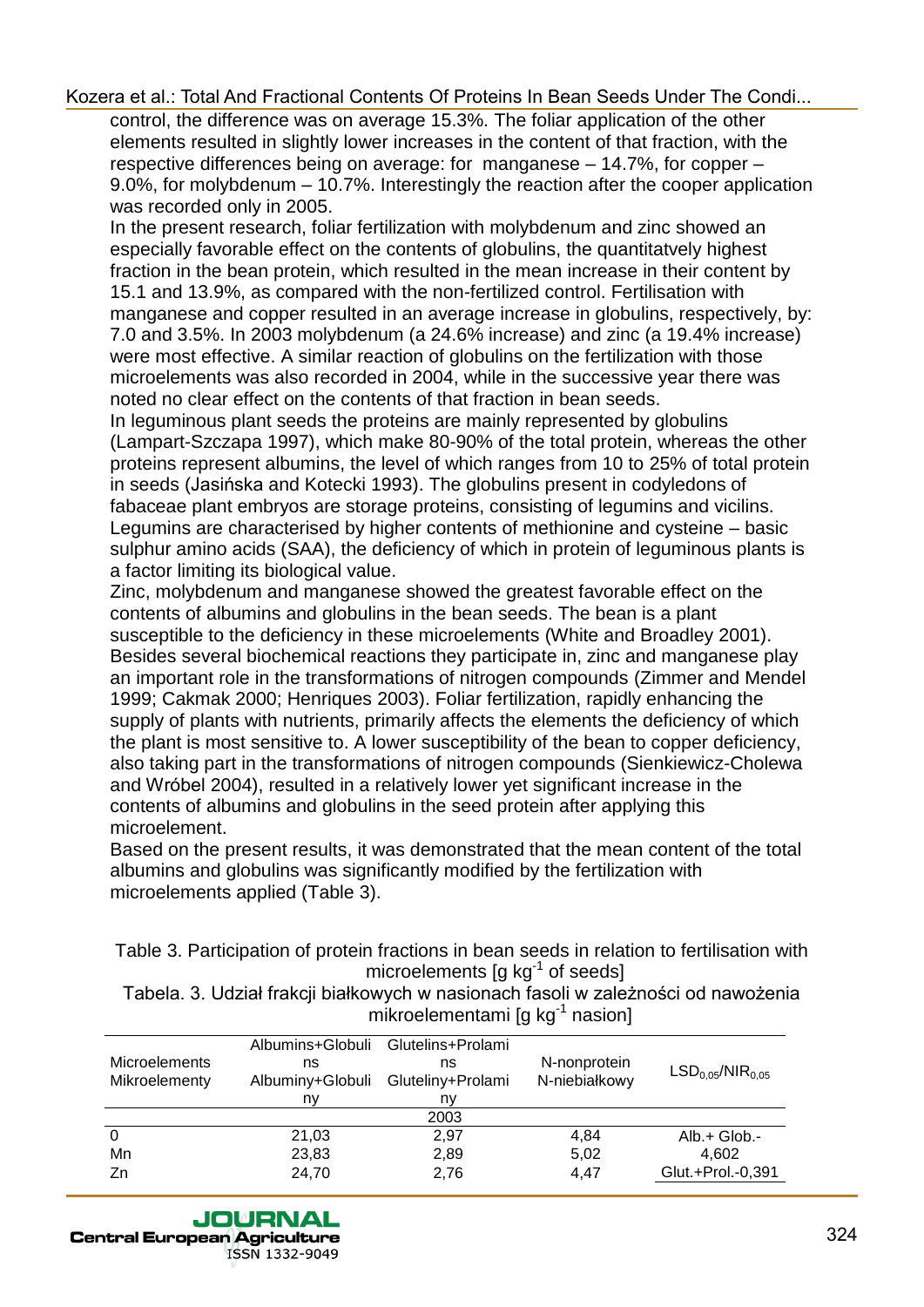control, the difference was on average 15.3%. The foliar application of the other elements resulted in slightly lower increases in the content of that fraction, with the respective differences being on average: for manganese – 14.7%, for copper – 9.0%, for molybdenum – 10.7%. Interestingly the reaction after the cooper application was recorded only in 2005.

In the present research, foliar fertilization with molybdenum and zinc showed an especially favorable effect on the contents of globulins, the quantitatvely highest fraction in the bean protein, which resulted in the mean increase in their content by 15.1 and 13.9%, as compared with the non-fertilized control. Fertilisation with manganese and copper resulted in an average increase in globulins, respectively, by: 7.0 and 3.5%. In 2003 molybdenum (a 24.6% increase) and zinc (a 19.4% increase) were most effective. A similar reaction of globulins on the fertilization with those microelements was also recorded in 2004, while in the successive year there was noted no clear effect on the contents of that fraction in bean seeds.

In leguminous plant seeds the proteins are mainly represented by globulins (Lampart-Szczapa 1997), which make 80-90% of the total protein, whereas the other proteins represent albumins, the level of which ranges from 10 to 25% of total protein in seeds (Jasińska and Kotecki 1993). The globulins present in codyledons of fabaceae plant embryos are storage proteins, consisting of legumins and vicilins. Legumins are characterised by higher contents of methionine and cysteine – basic sulphur amino acids (SAA), the deficiency of which in protein of leguminous plants is a factor limiting its biological value.

Zinc, molybdenum and manganese showed the greatest favorable effect on the contents of albumins and globulins in the bean seeds. The bean is a plant susceptible to the deficiency in these microelements (White and Broadley 2001). Besides several biochemical reactions they participate in, zinc and manganese play an important role in the transformations of nitrogen compounds (Zimmer and Mendel 1999; Cakmak 2000; Henriques 2003). Foliar fertilization, rapidly enhancing the supply of plants with nutrients, primarily affects the elements the deficiency of which the plant is most sensitive to. A lower susceptibility of the bean to copper deficiency, also taking part in the transformations of nitrogen compounds (Sienkiewicz-Cholewa and Wróbel 2004), resulted in a relatively lower yet significant increase in the contents of albumins and globulins in the seed protein after applying this microelement.

Based on the present results, it was demonstrated that the mean content of the total albumins and globulins was significantly modified by the fertilization with microelements applied (Table 3).

Table 3. Participation of protein fractions in bean seeds in relation to fertilisation with microelements [g kg$^{-1}$ of seeds]

Tabela. 3. Udział frakcji białkowych w nasionach fasoli w zależności od nawożenia mikroelementami [g kg$^{-1}$ nasion]

| Microelements Mikroelementy | Albumins+Globulins Albuminy+Globuliny | Glutelins+Prolamins Gluteliny+Prolaminy | N-nonprotein N-niebiałkowy | $LSD_{0,05}$/$NIR_{0,05}$ |
|---|---|---|---|---|
| | | 2003 | | |
| 0 | 21,03 | 2,97 | 4,84 | Alb.+ Glob.- |
| Mn | 23,83 | 2,89 | 5,02 | 4,602 |
| Zn | 24,70 | 2,76 | 4,47 | Glut.+Prol.-0,391 |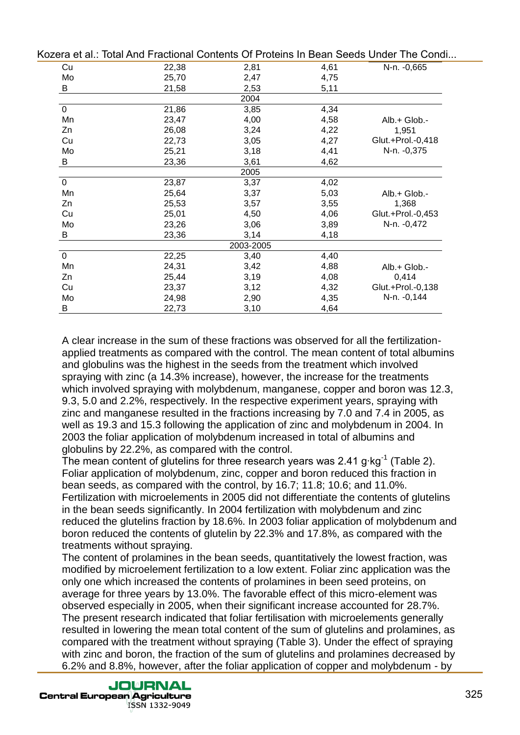| | | | | |
|---|---|---|---|---|
| Cu | 22,38 | 2,81 | 4,61 | N-n. -0,665 |
| Mo | 25,70 | 2,47 | 4,75 | |
| B | 21,58 | 2,53 | 5,11 | |
| | | 2004 | | |
| 0 | 21,86 | 3,85 | 4,34 | |
| Mn | 23,47 | 4,00 | 4,58 | Alb.+ Glob.- |
| Zn | 26,08 | 3,24 | 4,22 | 1,951 |
| Cu | 22,73 | 3,05 | 4,27 | Glut.+Prol.-0,418 |
| Mo | 25,21 | 3,18 | 4,41 | N-n. -0,375 |
| B | 23,36 | 3,61 | 4,62 | |
| | | 2005 | | |
| 0 | 23,87 | 3,37 | 4,02 | |
| Mn | 25,64 | 3,37 | 5,03 | Alb.+ Glob.- |
| Zn | 25,53 | 3,57 | 3,55 | 1,368 |
| Cu | 25,01 | 4,50 | 4,06 | Glut.+Prol.-0,453 |
| Mo | 23,26 | 3,06 | 3,89 | N-n. -0,472 |
| B | 23,36 | 3,14 | 4,18 | |
| | | 2003-2005 | | |
| 0 | 22,25 | 3,40 | 4,40 | |
| Mn | 24,31 | 3,42 | 4,88 | Alb.+ Glob.- |
| Zn | 25,44 | 3,19 | 4,08 | 0,414 |
| Cu | 23,37 | 3,12 | 4,32 | Glut.+Prol.-0,138 |
| Mo | 24,98 | 2,90 | 4,35 | N-n. -0,144 |
| B | 22,73 | 3,10 | 4,64 | |

A clear increase in the sum of these fractions was observed for all the fertilization-applied treatments as compared with the control. The mean content of total albumins and globulins was the highest in the seeds from the treatment which involved spraying with zinc (a 14.3% increase), however, the increase for the treatments which involved spraying with molybdenum, manganese, copper and boron was 12.3, 9.3, 5.0 and 2.2%, respectively. In the respective experiment years, spraying with zinc and manganese resulted in the fractions increasing by 7.0 and 7.4 in 2005, as well as 19.3 and 15.3 following the application of zinc and molybdenum in 2004. In 2003 the foliar application of molybdenum increased in total of albumins and globulins by 22.2%, as compared with the control.

The mean content of glutelins for three research years was 2.41 g·kg$^{-1}$ (Table 2). Foliar application of molybdenum, zinc, copper and boron reduced this fraction in bean seeds, as compared with the control, by 16.7; 11.8; 10.6; and 11.0%. Fertilization with microelements in 2005 did not differentiate the contents of glutelins in the bean seeds significantly. In 2004 fertilization with molybdenum and zinc reduced the glutelins fraction by 18.6%. In 2003 foliar application of molybdenum and boron reduced the contents of glutelin by 22.3% and 17.8%, as compared with the treatments without spraying.

The content of prolamines in the bean seeds, quantitatively the lowest fraction, was modified by microelement fertilization to a low extent. Foliar zinc application was the only one which increased the contents of prolamines in been seed proteins, on average for three years by 13.0%. The favorable effect of this micro-element was observed especially in 2005, when their significant increase accounted for 28.7%.

The present research indicated that foliar fertilisation with microelements generally resulted in lowering the mean total content of the sum of glutelins and prolamines, as compared with the treatment without spraying (Table 3). Under the effect of spraying with zinc and boron, the fraction of the sum of glutelins and prolamines decreased by 6.2% and 8.8%, however, after the foliar application of copper and molybdenum - by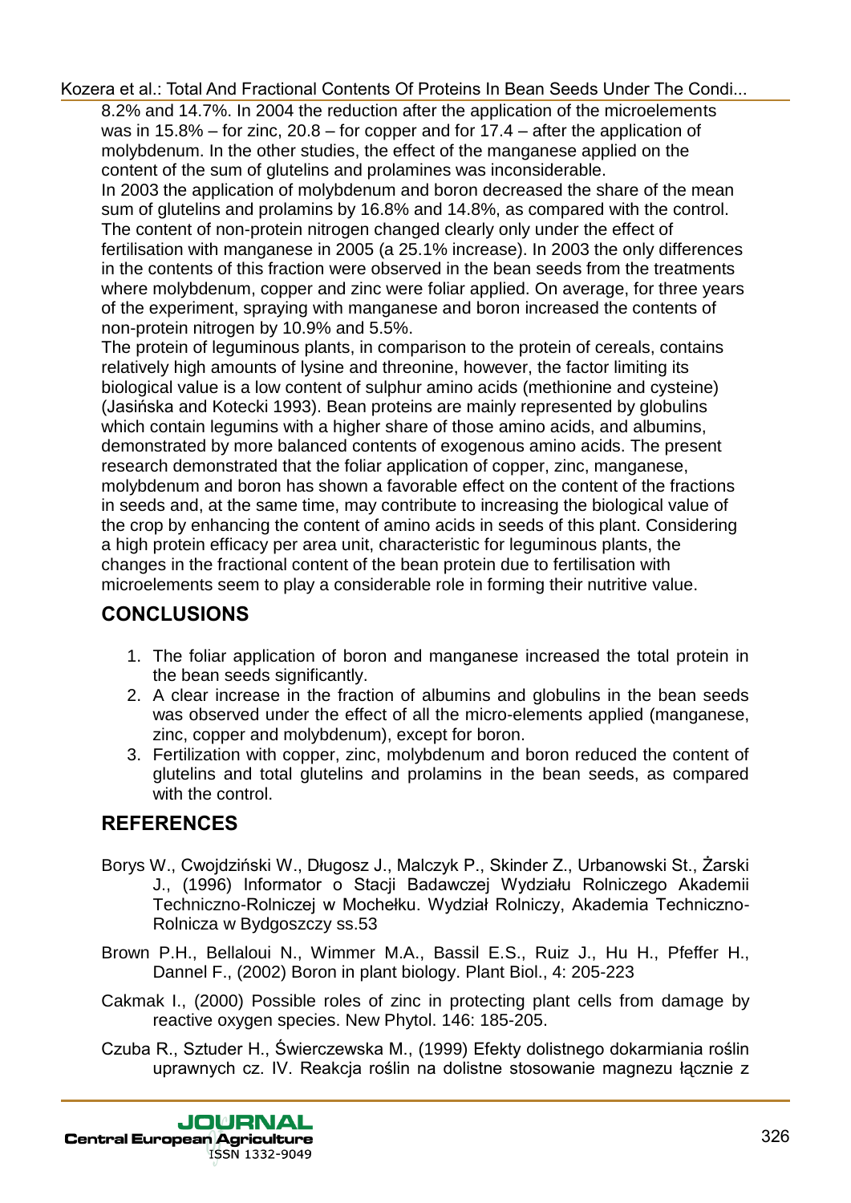8.2% and 14.7%. In 2004 the reduction after the application of the microelements was in 15.8% – for zinc, 20.8 – for copper and for 17.4 – after the application of molybdenum. In the other studies, the effect of the manganese applied on the content of the sum of glutelins and prolamines was inconsiderable.

In 2003 the application of molybdenum and boron decreased the share of the mean sum of glutelins and prolamins by 16.8% and 14.8%, as compared with the control. The content of non-protein nitrogen changed clearly only under the effect of fertilisation with manganese in 2005 (a 25.1% increase). In 2003 the only differences in the contents of this fraction were observed in the bean seeds from the treatments where molybdenum, copper and zinc were foliar applied. On average, for three years of the experiment, spraying with manganese and boron increased the contents of non-protein nitrogen by 10.9% and 5.5%.

The protein of leguminous plants, in comparison to the protein of cereals, contains relatively high amounts of lysine and threonine, however, the factor limiting its biological value is a low content of sulphur amino acids (methionine and cysteine) (Jasińska and Kotecki 1993). Bean proteins are mainly represented by globulins which contain legumins with a higher share of those amino acids, and albumins, demonstrated by more balanced contents of exogenous amino acids. The present research demonstrated that the foliar application of copper, zinc, manganese, molybdenum and boron has shown a favorable effect on the content of the fractions in seeds and, at the same time, may contribute to increasing the biological value of the crop by enhancing the content of amino acids in seeds of this plant. Considering a high protein efficacy per area unit, characteristic for leguminous plants, the changes in the fractional content of the bean protein due to fertilisation with microelements seem to play a considerable role in forming their nutritive value.

## CONCLUSIONS

1. The foliar application of boron and manganese increased the total protein in the bean seeds significantly.
2. A clear increase in the fraction of albumins and globulins in the bean seeds was observed under the effect of all the micro-elements applied (manganese, zinc, copper and molybdenum), except for boron.
3. Fertilization with copper, zinc, molybdenum and boron reduced the content of glutelins and total glutelins and prolamins in the bean seeds, as compared with the control.

## REFERENCES

Borys W., Cwojdziński W., Długosz J., Malczyk P., Skinder Z., Urbanowski St., Żarski J., (1996) Informator o Stacji Badawczej Wydziału Rolniczego Akademii Techniczno-Rolniczej w Mochełku. Wydział Rolniczy, Akademia Techniczno-Rolnicza w Bydgoszczy ss.53

Brown P.H., Bellaloui N., Wimmer M.A., Bassil E.S., Ruiz J., Hu H., Pfeffer H., Dannel F., (2002) Boron in plant biology. Plant Biol., 4: 205-223

Cakmak I., (2000) Possible roles of zinc in protecting plant cells from damage by reactive oxygen species. New Phytol. 146: 185-205.

Czuba R., Sztuder H., Świerczewska M., (1999) Efekty dolistnego dokarmiania roślin uprawnych cz. IV. Reakcja roślin na dolistne stosowanie magnezu łącznie z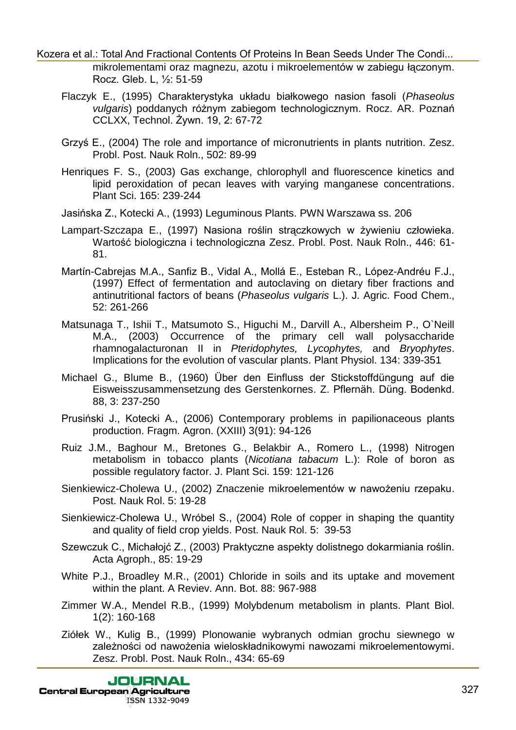mikrolementami oraz magnezu, azotu i mikroelementów w zabiegu łączonym. Rocz. Gleb. L, ½: 51-59

Flaczyk E., (1995) Charakterystyka układu białkowego nasion fasoli (*Phaseolus vulgaris*) poddanych różnym zabiegom technologicznym. Rocz. AR. Poznań CCLXX, Technol. Żywn. 19, 2: 67-72

Grzyś E., (2004) The role and importance of micronutrients in plants nutrition. Zesz. Probl. Post. Nauk Roln., 502: 89-99

Henriques F. S., (2003) Gas exchange, chlorophyll and fluorescence kinetics and lipid peroxidation of pecan leaves with varying manganese concentrations. Plant Sci. 165: 239-244

Jasińska Z., Kotecki A., (1993) Leguminous Plants. PWN Warszawa ss. 206

Lampart-Szczapa E., (1997) Nasiona roślin strączkowych w żywieniu człowieka. Wartość biologiczna i technologiczna Zesz. Probl. Post. Nauk Roln., 446: 61-81.

Martín-Cabrejas M.A., Sanfiz B., Vidal A., Mollá E., Esteban R., López-Andréu F.J., (1997) Effect of fermentation and autoclaving on dietary fiber fractions and antinutritional factors of beans (*Phaseolus vulgaris* L.). J. Agric. Food Chem., 52: 261-266

Matsunaga T., Ishii T., Matsumoto S., Higuchi M., Darvill A., Albersheim P., O`Neill M.A., (2003) Occurrence of the primary cell wall polysaccharide rhamnogalacturonan II in *Pteridophytes, Lycophytes,* and *Bryophytes*. Implications for the evolution of vascular plants. Plant Physiol. 134: 339-351

Michael G., Blume B., (1960) Über den Einfluss der Stickstoffdüngung auf die Eisweisszusammensetzung des Gerstenkornes. Z. Pflernäh. Düng. Bodenkd. 88, 3: 237-250

Prusiński J., Kotecki A., (2006) Contemporary problems in papilionaceous plants production. Fragm. Agron. (XXIII) 3(91): 94-126

Ruiz J.M., Baghour M., Bretones G., Belakbir A., Romero L., (1998) Nitrogen metabolism in tobacco plants (*Nicotiana tabacum* L.): Role of boron as possible regulatory factor. J. Plant Sci. 159: 121-126

Sienkiewicz-Cholewa U., (2002) Znaczenie mikroelementów w nawożeniu rzepaku. Post. Nauk Rol. 5: 19-28

Sienkiewicz-Cholewa U., Wróbel S., (2004) Role of copper in shaping the quantity and quality of field crop yields. Post. Nauk Rol. 5: 39-53

Szewczuk C., Michałojć Z., (2003) Praktyczne aspekty dolistnego dokarmiania roślin. Acta Agroph., 85: 19-29

White P.J., Broadley M.R., (2001) Chloride in soils and its uptake and movement within the plant. A Reviev. Ann. Bot. 88: 967-988

Zimmer W.A., Mendel R.B., (1999) Molybdenum metabolism in plants. Plant Biol. 1(2): 160-168

Ziółek W., Kulig B., (1999) Plonowanie wybranych odmian grochu siewnego w zależności od nawożenia wieloskładnikowymi nawozami mikroelementowymi. Zesz. Probl. Post. Nauk Roln., 434: 65-69